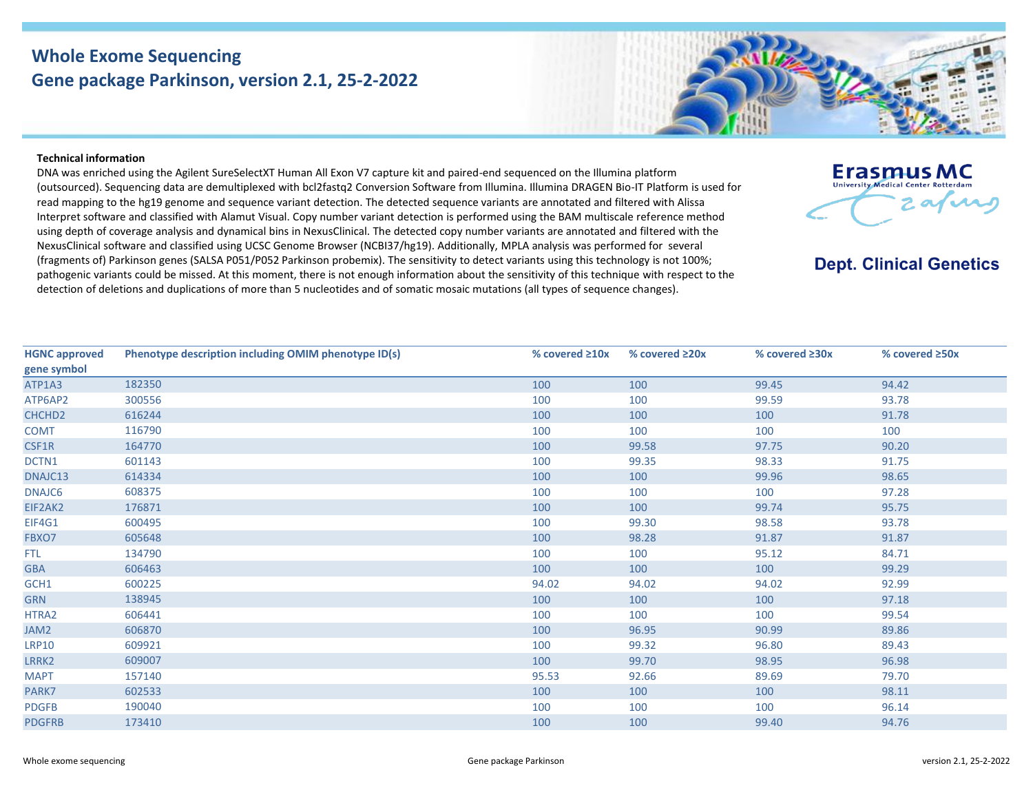# Whole Exome Sequencing
## Gene package Parkinson, version 2.1, 25-2-2022

Erasmus MC
University Medical Center Rotterdam

**Dept. Clinical Genetics**

**Technical information**

DNA was enriched using the Agilent SureSelectXT Human All Exon V7 capture kit and paired-end sequenced on the Illumina platform (outsourced). Sequencing data are demultiplexed with bcl2fastq2 Conversion Software from Illumina. Illumina DRAGEN Bio-IT Platform is used for read mapping to the hg19 genome and sequence variant detection. The detected sequence variants are annotated and filtered with Alissa Interpret software and classified with Alamut Visual. Copy number variant detection is performed using the BAM multiscale reference method using depth of coverage analysis and dynamical bins in NexusClinical. The detected copy number variants are annotated and filtered with the NexusClinical software and classified using UCSC Genome Browser (NCBI37/hg19). Additionally, MPLA analysis was performed for several (fragments of) Parkinson genes (SALSA P051/P052 Parkinson probemix). The sensitivity to detect variants using this technology is not 100%; pathogenic variants could be missed. At this moment, there is not enough information about the sensitivity of this technique with respect to the detection of deletions and duplications of more than 5 nucleotides and of somatic mosaic mutations (all types of sequence changes).

| HGNC approved gene symbol | Phenotype description including OMIM phenotype ID(s) | % covered ≥10x | % covered ≥20x | % covered ≥30x | % covered ≥50x |
|---|---|---|---|---|---|
| ATP1A3 | 182350 | 100 | 100 | 99.45 | 94.42 |
| ATP6AP2 | 300556 | 100 | 100 | 99.59 | 93.78 |
| CHCHD2 | 616244 | 100 | 100 | 100 | 91.78 |
| COMT | 116790 | 100 | 100 | 100 | 100 |
| CSF1R | 164770 | 100 | 99.58 | 97.75 | 90.20 |
| DCTN1 | 601143 | 100 | 99.35 | 98.33 | 91.75 |
| DNAJC13 | 614334 | 100 | 100 | 99.96 | 98.65 |
| DNAJC6 | 608375 | 100 | 100 | 100 | 97.28 |
| EIF2AK2 | 176871 | 100 | 100 | 99.74 | 95.75 |
| EIF4G1 | 600495 | 100 | 99.30 | 98.58 | 93.78 |
| FBXO7 | 605648 | 100 | 98.28 | 91.87 | 91.87 |
| FTL | 134790 | 100 | 100 | 95.12 | 84.71 |
| GBA | 606463 | 100 | 100 | 100 | 99.29 |
| GCH1 | 600225 | 94.02 | 94.02 | 94.02 | 92.99 |
| GRN | 138945 | 100 | 100 | 100 | 97.18 |
| HTRA2 | 606441 | 100 | 100 | 100 | 99.54 |
| JAM2 | 606870 | 100 | 96.95 | 90.99 | 89.86 |
| LRP10 | 609921 | 100 | 99.32 | 96.80 | 89.43 |
| LRRK2 | 609007 | 100 | 99.70 | 98.95 | 96.98 |
| MAPT | 157140 | 95.53 | 92.66 | 89.69 | 79.70 |
| PARK7 | 602533 | 100 | 100 | 100 | 98.11 |
| PDGFB | 190040 | 100 | 100 | 100 | 96.14 |
| PDGFRB | 173410 | 100 | 100 | 99.40 | 94.76 |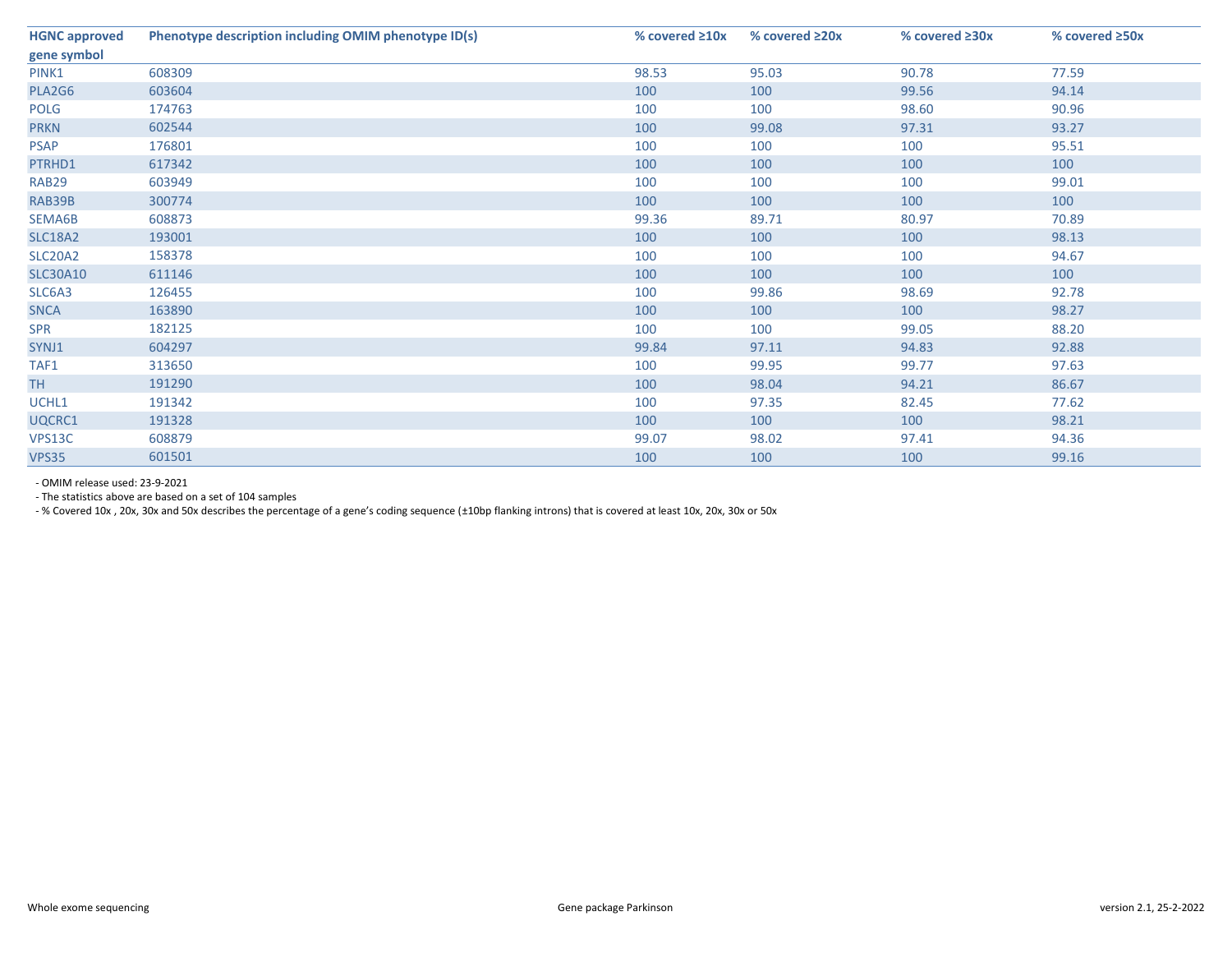| HGNC approved gene symbol | Phenotype description including OMIM phenotype ID(s) | % covered ≥10x | % covered ≥20x | % covered ≥30x | % covered ≥50x |
|---|---|---|---|---|---|
| PINK1 | 608309 | 98.53 | 95.03 | 90.78 | 77.59 |
| PLA2G6 | 603604 | 100 | 100 | 99.56 | 94.14 |
| POLG | 174763 | 100 | 100 | 98.60 | 90.96 |
| PRKN | 602544 | 100 | 99.08 | 97.31 | 93.27 |
| PSAP | 176801 | 100 | 100 | 100 | 95.51 |
| PTRHD1 | 617342 | 100 | 100 | 100 | 100 |
| RAB29 | 603949 | 100 | 100 | 100 | 99.01 |
| RAB39B | 300774 | 100 | 100 | 100 | 100 |
| SEMA6B | 608873 | 99.36 | 89.71 | 80.97 | 70.89 |
| SLC18A2 | 193001 | 100 | 100 | 100 | 98.13 |
| SLC20A2 | 158378 | 100 | 100 | 100 | 94.67 |
| SLC30A10 | 611146 | 100 | 100 | 100 | 100 |
| SLC6A3 | 126455 | 100 | 99.86 | 98.69 | 92.78 |
| SNCA | 163890 | 100 | 100 | 100 | 98.27 |
| SPR | 182125 | 100 | 100 | 99.05 | 88.20 |
| SYNJ1 | 604297 | 99.84 | 97.11 | 94.83 | 92.88 |
| TAF1 | 313650 | 100 | 99.95 | 99.77 | 97.63 |
| TH | 191290 | 100 | 98.04 | 94.21 | 86.67 |
| UCHL1 | 191342 | 100 | 97.35 | 82.45 | 77.62 |
| UQCRC1 | 191328 | 100 | 100 | 100 | 98.21 |
| VPS13C | 608879 | 99.07 | 98.02 | 97.41 | 94.36 |
| VPS35 | 601501 | 100 | 100 | 100 | 99.16 |

- OMIM release used: 23-9-2021
- The statistics above are based on a set of 104 samples
- % Covered 10x , 20x, 30x and 50x describes the percentage of a gene's coding sequence (±10bp flanking introns) that is covered at least 10x, 20x, 30x or 50x